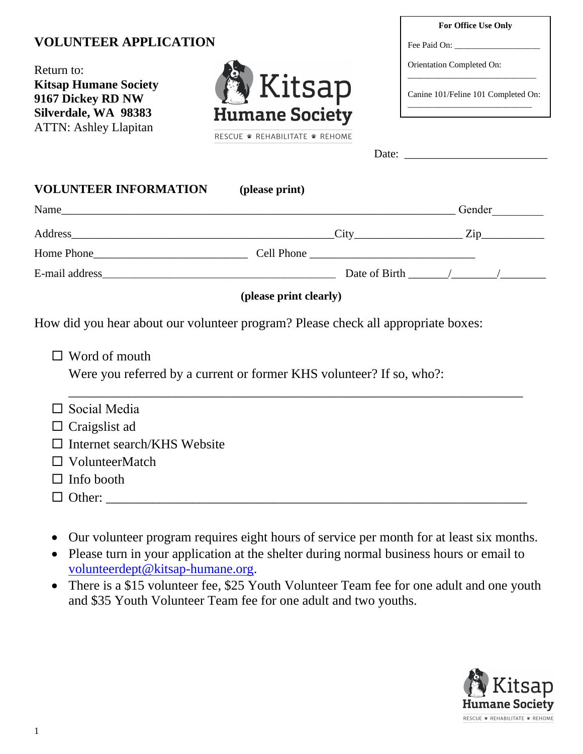# VOLUNTEER APPLICATION

Return to:
**Kitsap Humane Society**
**9167 Dickey RD NW**
**Silverdale, WA 98383**
ATTN: Ashley Llapitan

Kitsap Humane Society
RESCUE ❋ REHABILITATE ❋ REHOME

**For Office Use Only**

Fee Paid On: ___________________

Orientation Completed On: ___________________________

Canine 101/Feline 101 Completed On: ___________________________

Date: ________________________

## VOLUNTEER INFORMATION (please print)

Name______________________________________________________________ Gender_________

Address_____________________________________________City_________________ Zip___________

Home Phone__________________________ Cell Phone _____________________________

E-mail address________________________________________ Date of Birth ______/_______/_______

**(please print clearly)**

How did you hear about our volunteer program? Please check all appropriate boxes:

- ☐ Word of mouth
  Were you referred by a current or former KHS volunteer? If so, who?:
  ______________________________________________________________________
- ☐ Social Media
- ☐ Craigslist ad
- ☐ Internet search/KHS Website
- ☐ VolunteerMatch
- ☐ Info booth
- ☐ Other: ____________________________________________________________

- Our volunteer program requires eight hours of service per month for at least six months.
- Please turn in your application at the shelter during normal business hours or email to volunteerdept@kitsap-humane.org.
- There is a $15 volunteer fee, $25 Youth Volunteer Team fee for one adult and one youth and $35 Youth Volunteer Team fee for one adult and two youths.

Kitsap Humane Society
RESCUE ❋ REHABILITATE ❋ REHOME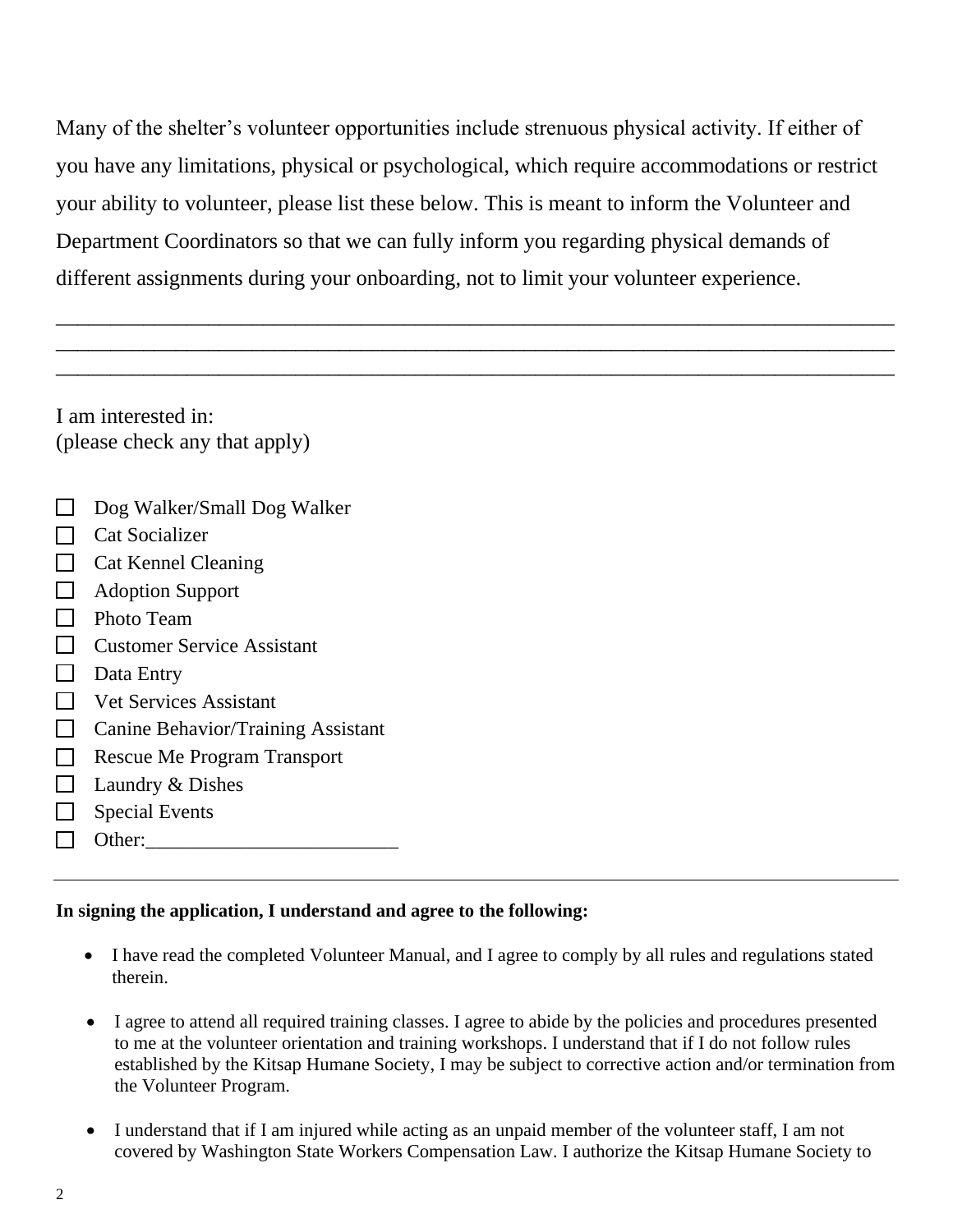Many of the shelter's volunteer opportunities include strenuous physical activity. If either of you have any limitations, physical or psychological, which require accommodations or restrict your ability to volunteer, please list these below. This is meant to inform the Volunteer and Department Coordinators so that we can fully inform you regarding physical demands of different assignments during your onboarding, not to limit your volunteer experience.

_______________________________________________________________________________
_______________________________________________________________________________
_______________________________________________________________________________

I am interested in:
(please check any that apply)

- ☐ Dog Walker/Small Dog Walker
- ☐ Cat Socializer
- ☐ Cat Kennel Cleaning
- ☐ Adoption Support
- ☐ Photo Team
- ☐ Customer Service Assistant
- ☐ Data Entry
- ☐ Vet Services Assistant
- ☐ Canine Behavior/Training Assistant
- ☐ Rescue Me Program Transport
- ☐ Laundry & Dishes
- ☐ Special Events
- ☐ Other:_________________________

---

**In signing the application, I understand and agree to the following:**

- I have read the completed Volunteer Manual, and I agree to comply by all rules and regulations stated therein.
- I agree to attend all required training classes. I agree to abide by the policies and procedures presented to me at the volunteer orientation and training workshops. I understand that if I do not follow rules established by the Kitsap Humane Society, I may be subject to corrective action and/or termination from the Volunteer Program.
- I understand that if I am injured while acting as an unpaid member of the volunteer staff, I am not covered by Washington State Workers Compensation Law. I authorize the Kitsap Humane Society to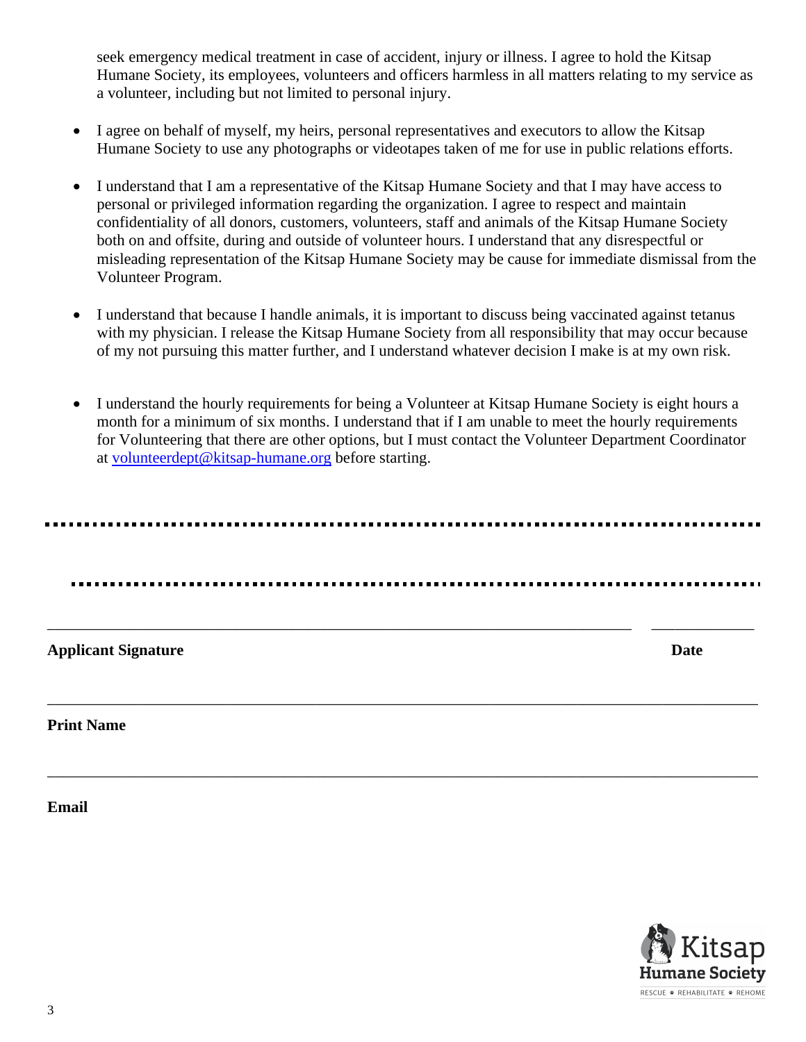seek emergency medical treatment in case of accident, injury or illness. I agree to hold the Kitsap Humane Society, its employees, volunteers and officers harmless in all matters relating to my service as a volunteer, including but not limited to personal injury.

- I agree on behalf of myself, my heirs, personal representatives and executors to allow the Kitsap Humane Society to use any photographs or videotapes taken of me for use in public relations efforts.

- I understand that I am a representative of the Kitsap Humane Society and that I may have access to personal or privileged information regarding the organization. I agree to respect and maintain confidentiality of all donors, customers, volunteers, staff and animals of the Kitsap Humane Society both on and offsite, during and outside of volunteer hours. I understand that any disrespectful or misleading representation of the Kitsap Humane Society may be cause for immediate dismissal from the Volunteer Program.

- I understand that because I handle animals, it is important to discuss being vaccinated against tetanus with my physician. I release the Kitsap Humane Society from all responsibility that may occur because of my not pursuing this matter further, and I understand whatever decision I make is at my own risk.

- I understand the hourly requirements for being a Volunteer at Kitsap Humane Society is eight hours a month for a minimum of six months. I understand that if I am unable to meet the hourly requirements for Volunteering that there are other options, but I must contact the Volunteer Department Coordinator at volunteerdept@kitsap-humane.org before starting.

---

---

_______________________________________________________________ ____________

**Applicant Signature** **Date**

_______________________________________________________________

**Print Name**

_______________________________________________________________

**Email**

Kitsap Humane Society

RESCUE ✱ REHABILITATE ✱ REHOME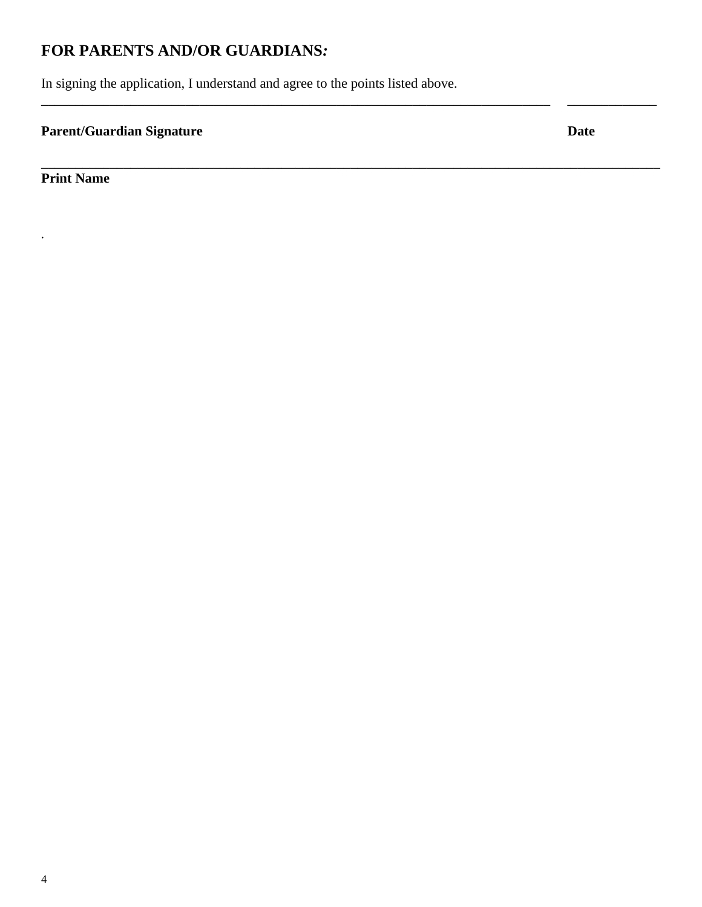## FOR PARENTS AND/OR GUARDIANS*:*

In signing the application, I understand and agree to the points listed above.

_______________________________________________________________________________ _____________

**Parent/Guardian Signature** **Date**

_______________________________________________________________________________________________

**Print Name**

.